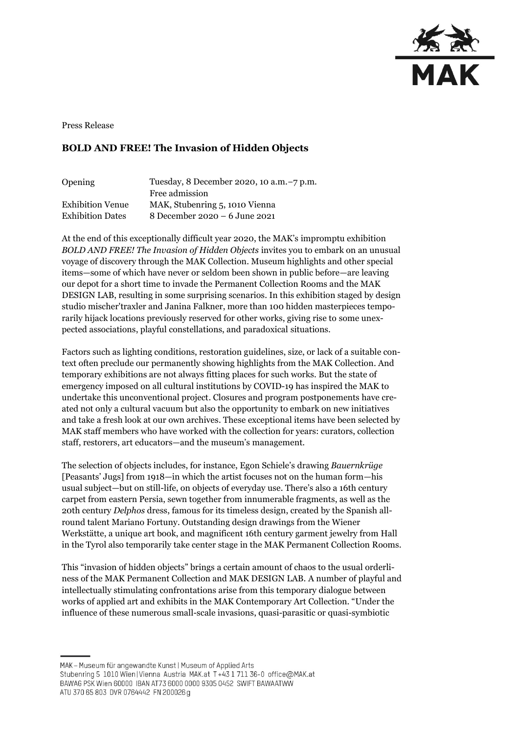Press Release

## BOLD AND FREE! The Invasion of Hidden Objects

| | |
|---|---|
| Opening | Tuesday, 8 December 2020, 10 a.m.–7 p.m. Free admission |
| Exhibition Venue | MAK, Stubenring 5, 1010 Vienna |
| Exhibition Dates | 8 December 2020 – 6 June 2021 |

At the end of this exceptionally difficult year 2020, the MAK's impromptu exhibition *BOLD AND FREE! The Invasion of Hidden Objects* invites you to embark on an unusual voyage of discovery through the MAK Collection. Museum highlights and other special items—some of which have never or seldom been shown in public before—are leaving our depot for a short time to invade the Permanent Collection Rooms and the MAK DESIGN LAB, resulting in some surprising scenarios. In this exhibition staged by design studio mischer'traxler and Janina Falkner, more than 100 hidden masterpieces temporarily hijack locations previously reserved for other works, giving rise to some unexpected associations, playful constellations, and paradoxical situations.

Factors such as lighting conditions, restoration guidelines, size, or lack of a suitable context often preclude our permanently showing highlights from the MAK Collection. And temporary exhibitions are not always fitting places for such works. But the state of emergency imposed on all cultural institutions by COVID-19 has inspired the MAK to undertake this unconventional project. Closures and program postponements have created not only a cultural vacuum but also the opportunity to embark on new initiatives and take a fresh look at our own archives. These exceptional items have been selected by MAK staff members who have worked with the collection for years: curators, collection staff, restorers, art educators—and the museum's management.

The selection of objects includes, for instance, Egon Schiele's drawing *Bauernkrüge* [Peasants' Jugs] from 1918—in which the artist focuses not on the human form—his usual subject—but on still-life, on objects of everyday use. There's also a 16th century carpet from eastern Persia, sewn together from innumerable fragments, as well as the 20th century *Delphos* dress, famous for its timeless design, created by the Spanish all-round talent Mariano Fortuny. Outstanding design drawings from the Wiener Werkstätte, a unique art book, and magnificent 16th century garment jewelry from Hall in the Tyrol also temporarily take center stage in the MAK Permanent Collection Rooms.

This "invasion of hidden objects" brings a certain amount of chaos to the usual orderliness of the MAK Permanent Collection and MAK DESIGN LAB. A number of playful and intellectually stimulating confrontations arise from this temporary dialogue between works of applied art and exhibits in the MAK Contemporary Art Collection. "Under the influence of these numerous small-scale invasions, quasi-parasitic or quasi-symbiotic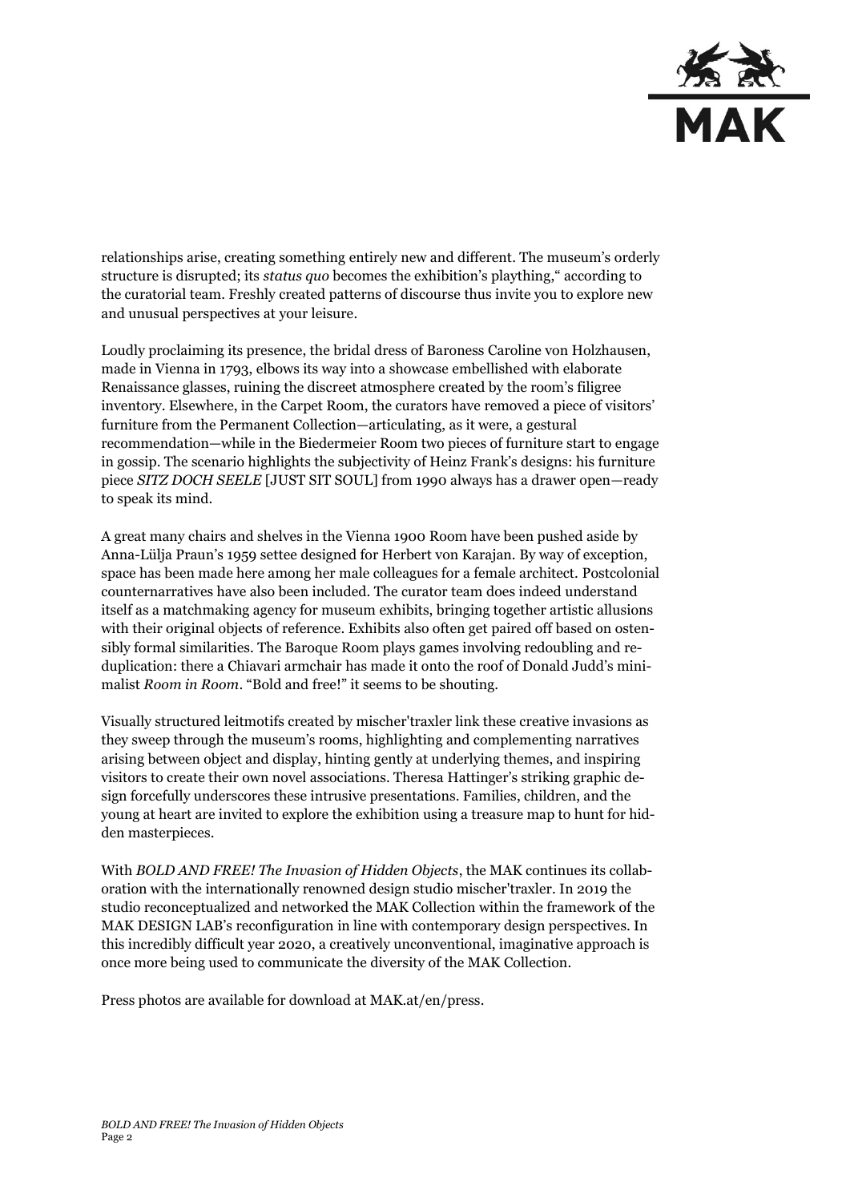relationships arise, creating something entirely new and different. The museum's orderly structure is disrupted; its *status quo* becomes the exhibition's plaything," according to the curatorial team. Freshly created patterns of discourse thus invite you to explore new and unusual perspectives at your leisure.

Loudly proclaiming its presence, the bridal dress of Baroness Caroline von Holzhausen, made in Vienna in 1793, elbows its way into a showcase embellished with elaborate Renaissance glasses, ruining the discreet atmosphere created by the room's filigree inventory. Elsewhere, in the Carpet Room, the curators have removed a piece of visitors' furniture from the Permanent Collection—articulating, as it were, a gestural recommendation—while in the Biedermeier Room two pieces of furniture start to engage in gossip. The scenario highlights the subjectivity of Heinz Frank's designs: his furniture piece *SITZ DOCH SEELE* [JUST SIT SOUL] from 1990 always has a drawer open—ready to speak its mind.

A great many chairs and shelves in the Vienna 1900 Room have been pushed aside by Anna-Lülja Praun's 1959 settee designed for Herbert von Karajan. By way of exception, space has been made here among her male colleagues for a female architect. Postcolonial counternarratives have also been included. The curator team does indeed understand itself as a matchmaking agency for museum exhibits, bringing together artistic allusions with their original objects of reference. Exhibits also often get paired off based on ostensibly formal similarities. The Baroque Room plays games involving redoubling and reduplication: there a Chiavari armchair has made it onto the roof of Donald Judd's minimalist *Room in Room*. "Bold and free!" it seems to be shouting.

Visually structured leitmotifs created by mischer'traxler link these creative invasions as they sweep through the museum's rooms, highlighting and complementing narratives arising between object and display, hinting gently at underlying themes, and inspiring visitors to create their own novel associations. Theresa Hattinger's striking graphic design forcefully underscores these intrusive presentations. Families, children, and the young at heart are invited to explore the exhibition using a treasure map to hunt for hidden masterpieces.

With *BOLD AND FREE! The Invasion of Hidden Objects*, the MAK continues its collaboration with the internationally renowned design studio mischer'traxler. In 2019 the studio reconceptualized and networked the MAK Collection within the framework of the MAK DESIGN LAB's reconfiguration in line with contemporary design perspectives. In this incredibly difficult year 2020, a creatively unconventional, imaginative approach is once more being used to communicate the diversity of the MAK Collection.

Press photos are available for download at MAK.at/en/press.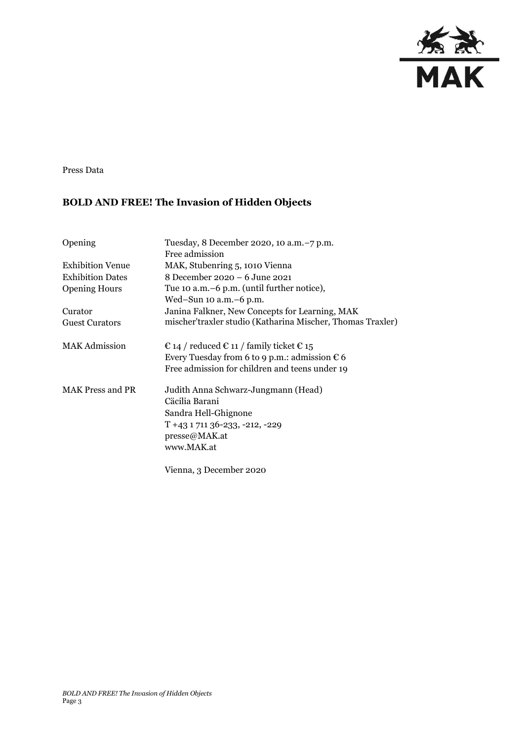Press Data

## BOLD AND FREE! The Invasion of Hidden Objects

| | |
|---|---|
| Opening | Tuesday, 8 December 2020, 10 a.m.–7 p.m.<br>Free admission |
| Exhibition Venue | MAK, Stubenring 5, 1010 Vienna |
| Exhibition Dates | 8 December 2020 – 6 June 2021 |
| Opening Hours | Tue 10 a.m.–6 p.m. (until further notice),<br>Wed–Sun 10 a.m.–6 p.m. |
| Curator | Janina Falkner, New Concepts for Learning, MAK |
| Guest Curators | mischer'traxler studio (Katharina Mischer, Thomas Traxler) |
| MAK Admission | € 14 / reduced € 11 / family ticket € 15<br>Every Tuesday from 6 to 9 p.m.: admission € 6<br>Free admission for children and teens under 19 |
| MAK Press and PR | Judith Anna Schwarz-Jungmann (Head)<br>Cäcilia Barani<br>Sandra Hell-Ghignone<br>T +43 1 711 36-233, -212, -229<br>presse@MAK.at<br>www.MAK.at |

Vienna, 3 December 2020